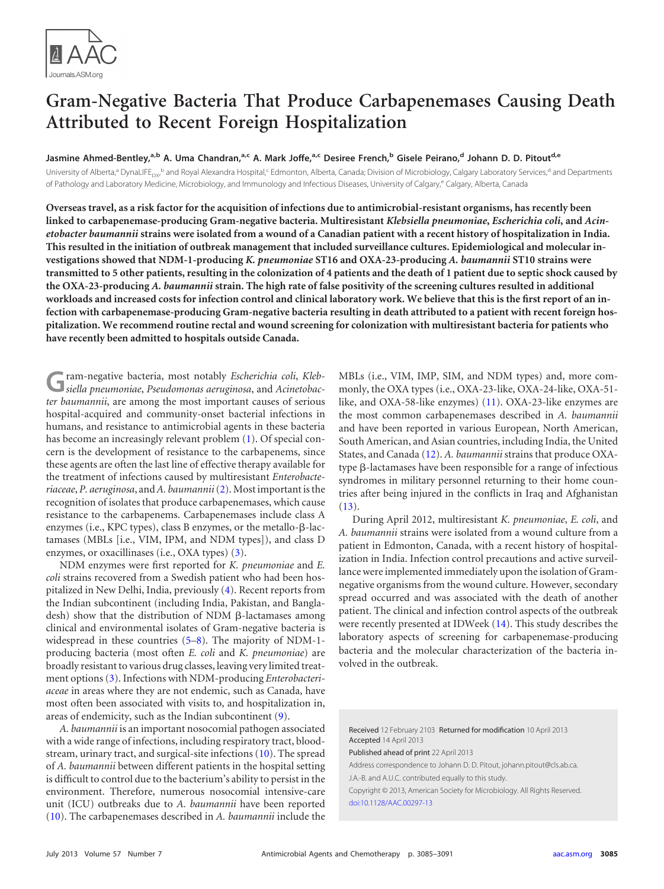# Gram-Negative Bacteria That Produce Carbapenemases Causing Death Attributed to Recent Foreign Hospitalization

**Jasmine Ahmed-Bentley,[a,b] A. Uma Chandran,[a,c] A. Mark Joffe,[a,c] Desiree French,[b] Gisele Peirano,[d] Johann D. D. Pitout[d,e]**

University of Alberta,[a] DynaLIFE$_{DX}$,[b] and Royal Alexandra Hospital,[c] Edmonton, Alberta, Canada; Division of Microbiology, Calgary Laboratory Services,[d] and Departments of Pathology and Laboratory Medicine, Microbiology, and Immunology and Infectious Diseases, University of Calgary,[e] Calgary, Alberta, Canada

**Overseas travel, as a risk factor for the acquisition of infections due to antimicrobial-resistant organisms, has recently been linked to carbapenemase-producing Gram-negative bacteria. Multiresistant *Klebsiella pneumoniae*, *Escherichia coli*, and *Acinetobacter baumannii* strains were isolated from a wound of a Canadian patient with a recent history of hospitalization in India. This resulted in the initiation of outbreak management that included surveillance cultures. Epidemiological and molecular investigations showed that NDM-1-producing *K. pneumoniae* ST16 and OXA-23-producing *A. baumannii* ST10 strains were transmitted to 5 other patients, resulting in the colonization of 4 patients and the death of 1 patient due to septic shock caused by the OXA-23-producing *A. baumannii* strain. The high rate of false positivity of the screening cultures resulted in additional workloads and increased costs for infection control and clinical laboratory work. We believe that this is the first report of an infection with carbapenemase-producing Gram-negative bacteria resulting in death attributed to a patient with recent foreign hospitalization. We recommend routine rectal and wound screening for colonization with multiresistant bacteria for patients who have recently been admitted to hospitals outside Canada.**

Gram-negative bacteria, most notably *Escherichia coli*, *Klebsiella pneumoniae*, *Pseudomonas aeruginosa*, and *Acinetobacter baumannii*, are among the most important causes of serious hospital-acquired and community-onset bacterial infections in humans, and resistance to antimicrobial agents in these bacteria has become an increasingly relevant problem (1). Of special concern is the development of resistance to the carbapenems, since these agents are often the last line of effective therapy available for the treatment of infections caused by multiresistant *Enterobacteriaceae*, *P. aeruginosa*, and *A. baumannii* (2). Most important is the recognition of isolates that produce carbapenemases, which cause resistance to the carbapenems. Carbapenemases include class A enzymes (i.e., KPC types), class B enzymes, or the metallo-β-lactamases (MBLs [i.e., VIM, IPM, and NDM types]), and class D enzymes, or oxacillinases (i.e., OXA types) (3).

NDM enzymes were first reported for *K. pneumoniae* and *E. coli* strains recovered from a Swedish patient who had been hospitalized in New Delhi, India, previously (4). Recent reports from the Indian subcontinent (including India, Pakistan, and Bangladesh) show that the distribution of NDM β-lactamases among clinical and environmental isolates of Gram-negative bacteria is widespread in these countries (5–8). The majority of NDM-1-producing bacteria (most often *E. coli* and *K. pneumoniae*) are broadly resistant to various drug classes, leaving very limited treatment options (3). Infections with NDM-producing *Enterobacteriaceae* in areas where they are not endemic, such as Canada, have most often been associated with visits to, and hospitalization in, areas of endemicity, such as the Indian subcontinent (9).

*A. baumannii* is an important nosocomial pathogen associated with a wide range of infections, including respiratory tract, bloodstream, urinary tract, and surgical-site infections (10). The spread of *A. baumannii* between different patients in the hospital setting is difficult to control due to the bacterium's ability to persist in the environment. Therefore, numerous nosocomial intensive-care unit (ICU) outbreaks due to *A. baumannii* have been reported (10). The carbapenemases described in *A. baumannii* include the MBLs (i.e., VIM, IMP, SIM, and NDM types) and, more commonly, the OXA types (i.e., OXA-23-like, OXA-24-like, OXA-51-like, and OXA-58-like enzymes) (11). OXA-23-like enzymes are the most common carbapenemases described in *A. baumannii* and have been reported in various European, North American, South American, and Asian countries, including India, the United States, and Canada (12). *A. baumannii* strains that produce OXA-type β-lactamases have been responsible for a range of infectious syndromes in military personnel returning to their home countries after being injured in the conflicts in Iraq and Afghanistan (13).

During April 2012, multiresistant *K. pneumoniae*, *E. coli*, and *A. baumannii* strains were isolated from a wound culture from a patient in Edmonton, Canada, with a recent history of hospitalization in India. Infection control precautions and active surveillance were implemented immediately upon the isolation of Gram-negative organisms from the wound culture. However, secondary spread occurred and was associated with the death of another patient. The clinical and infection control aspects of the outbreak were recently presented at IDWeek (14). This study describes the laboratory aspects of screening for carbapenemase-producing bacteria and the molecular characterization of the bacteria involved in the outbreak.

Received 12 February 2103 Returned for modification 10 April 2013 Accepted 14 April 2013

Published ahead of print 22 April 2013

Address correspondence to Johann D. D. Pitout, johann.pitout@cls.ab.ca.

J.A.-B. and A.U.C. contributed equally to this study.

Copyright © 2013, American Society for Microbiology. All Rights Reserved.

doi:10.1128/AAC.00297-13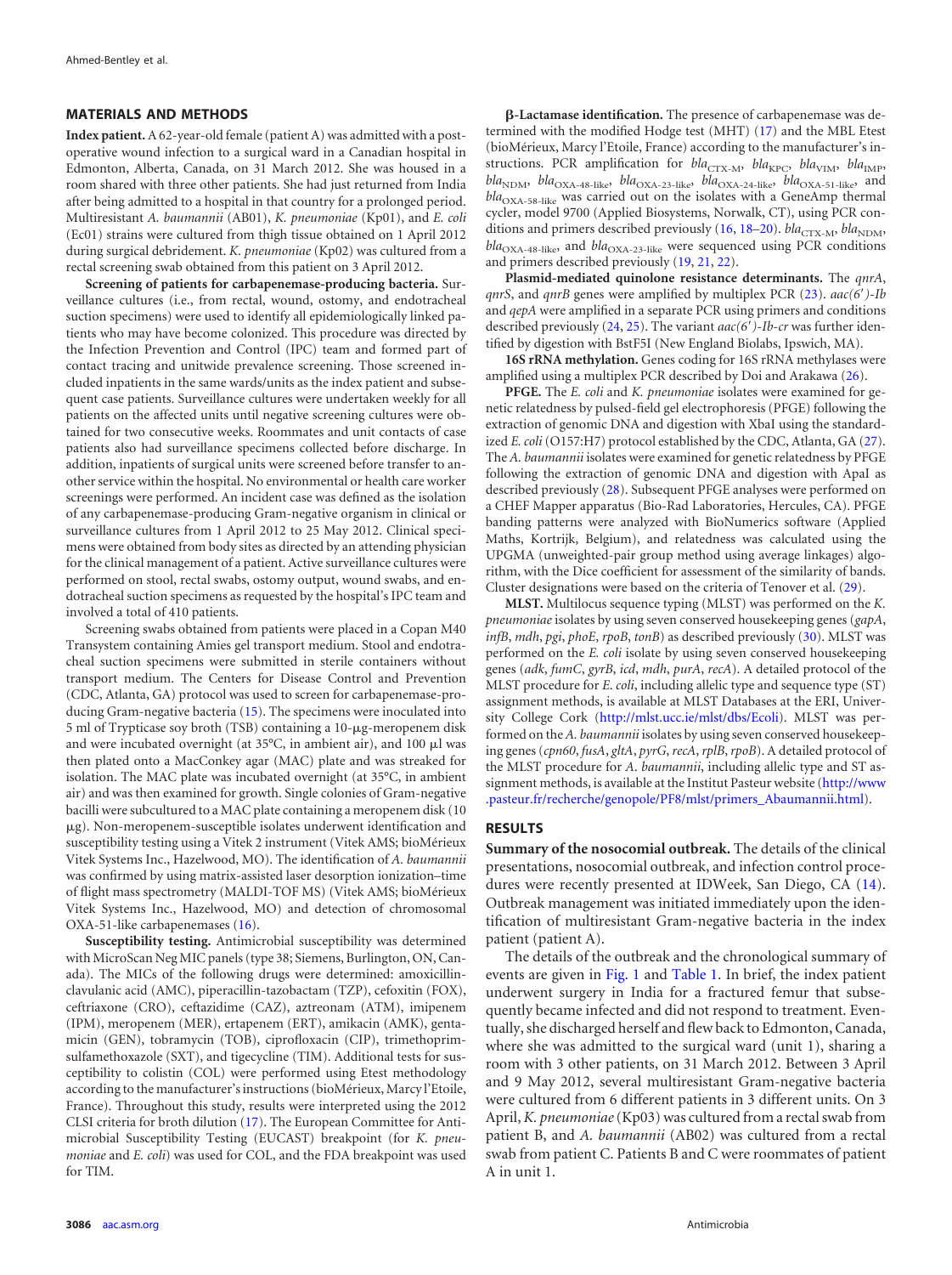## MATERIALS AND METHODS

**Index patient.** A 62-year-old female (patient A) was admitted with a postoperative wound infection to a surgical ward in a Canadian hospital in Edmonton, Alberta, Canada, on 31 March 2012. She was housed in a room shared with three other patients. She had just returned from India after being admitted to a hospital in that country for a prolonged period. Multiresistant *A. baumannii* (AB01), *K. pneumoniae* (Kp01), and *E. coli* (Ec01) strains were cultured from thigh tissue obtained on 1 April 2012 during surgical debridement. *K. pneumoniae* (Kp02) was cultured from a rectal screening swab obtained from this patient on 3 April 2012.

**Screening of patients for carbapenemase-producing bacteria.** Surveillance cultures (i.e., from rectal, wound, ostomy, and endotracheal suction specimens) were used to identify all epidemiologically linked patients who may have become colonized. This procedure was directed by the Infection Prevention and Control (IPC) team and formed part of contact tracing and unitwide prevalence screening. Those screened included inpatients in the same wards/units as the index patient and subsequent case patients. Surveillance cultures were undertaken weekly for all patients on the affected units until negative screening cultures were obtained for two consecutive weeks. Roommates and unit contacts of case patients also had surveillance specimens collected before discharge. In addition, inpatients of surgical units were screened before transfer to another service within the hospital. No environmental or health care worker screenings were performed. An incident case was defined as the isolation of any carbapenemase-producing Gram-negative organism in clinical or surveillance cultures from 1 April 2012 to 25 May 2012. Clinical specimens were obtained from body sites as directed by an attending physician for the clinical management of a patient. Active surveillance cultures were performed on stool, rectal swabs, ostomy output, wound swabs, and endotracheal suction specimens as requested by the hospital's IPC team and involved a total of 410 patients.

Screening swabs obtained from patients were placed in a Copan M40 Transystem containing Amies gel transport medium. Stool and endotracheal suction specimens were submitted in sterile containers without transport medium. The Centers for Disease Control and Prevention (CDC, Atlanta, GA) protocol was used to screen for carbapenemase-producing Gram-negative bacteria (15). The specimens were inoculated into 5 ml of Trypticase soy broth (TSB) containing a 10-μg-meropenem disk and were incubated overnight (at 35°C, in ambient air), and 100 μl was then plated onto a MacConkey agar (MAC) plate and was streaked for isolation. The MAC plate was incubated overnight (at 35°C, in ambient air) and was then examined for growth. Single colonies of Gram-negative bacilli were subcultured to a MAC plate containing a meropenem disk (10 μg). Non-meropenem-susceptible isolates underwent identification and susceptibility testing using a Vitek 2 instrument (Vitek AMS; bioMérieux Vitek Systems Inc., Hazelwood, MO). The identification of *A. baumannii* was confirmed by using matrix-assisted laser desorption ionization–time of flight mass spectrometry (MALDI-TOF MS) (Vitek AMS; bioMérieux Vitek Systems Inc., Hazelwood, MO) and detection of chromosomal OXA-51-like carbapenemases (16).

**Susceptibility testing.** Antimicrobial susceptibility was determined with MicroScan Neg MIC panels (type 38; Siemens, Burlington, ON, Canada). The MICs of the following drugs were determined: amoxicillin-clavulanic acid (AMC), piperacillin-tazobactam (TZP), cefoxitin (FOX), ceftriaxone (CRO), ceftazidime (CAZ), aztreonam (ATM), imipenem (IPM), meropenem (MER), ertapenem (ERT), amikacin (AMK), gentamicin (GEN), tobramycin (TOB), ciprofloxacin (CIP), trimethoprim-sulfamethoxazole (SXT), and tigecycline (TIM). Additional tests for susceptibility to colistin (COL) were performed using Etest methodology according to the manufacturer's instructions (bioMérieux, Marcy l'Etoile, France). Throughout this study, results were interpreted using the 2012 CLSI criteria for broth dilution (17). The European Committee for Antimicrobial Susceptibility Testing (EUCAST) breakpoint (for *K. pneumoniae* and *E. coli*) was used for COL, and the FDA breakpoint was used for TIM.

**β-Lactamase identification.** The presence of carbapenemase was determined with the modified Hodge test (MHT) (17) and the MBL Etest (bioMérieux, Marcy l'Etoile, France) according to the manufacturer's instructions. PCR amplification for $bla_{CTX-M}$, $bla_{KPC}$, $bla_{VIM}$, $bla_{IMP}$, $bla_{NDM}$, $bla_{OXA-48-like}$, $bla_{OXA-23-like}$, $bla_{OXA-24-like}$, $bla_{OXA-51-like}$, and $bla_{OXA-58-like}$ was carried out on the isolates with a GeneAmp thermal cycler, model 9700 (Applied Biosystems, Norwalk, CT), using PCR conditions and primers described previously (16, 18–20). $bla_{CTX-M}$, $bla_{NDM}$, $bla_{OXA-48-like}$, and $bla_{OXA-23-like}$ were sequenced using PCR conditions and primers described previously (19, 21, 22).

**Plasmid-mediated quinolone resistance determinants.** The *qnrA*, *qnrS*, and *qnrB* genes were amplified by multiplex PCR (23). *aac(6′)-Ib* and *qepA* were amplified in a separate PCR using primers and conditions described previously (24, 25). The variant *aac(6′)-Ib-cr* was further identified by digestion with BstF5I (New England Biolabs, Ipswich, MA).

**16S rRNA methylation.** Genes coding for 16S rRNA methylases were amplified using a multiplex PCR described by Doi and Arakawa (26).

**PFGE.** The *E. coli* and *K. pneumoniae* isolates were examined for genetic relatedness by pulsed-field gel electrophoresis (PFGE) following the extraction of genomic DNA and digestion with XbaI using the standardized *E. coli* (O157:H7) protocol established by the CDC, Atlanta, GA (27). The *A. baumannii* isolates were examined for genetic relatedness by PFGE following the extraction of genomic DNA and digestion with ApaI as described previously (28). Subsequent PFGE analyses were performed on a CHEF Mapper apparatus (Bio-Rad Laboratories, Hercules, CA). PFGE banding patterns were analyzed with BioNumerics software (Applied Maths, Kortrijk, Belgium), and relatedness was calculated using the UPGMA (unweighted-pair group method using average linkages) algorithm, with the Dice coefficient for assessment of the similarity of bands. Cluster designations were based on the criteria of Tenover et al. (29).

**MLST.** Multilocus sequence typing (MLST) was performed on the *K. pneumoniae* isolates by using seven conserved housekeeping genes (*gapA*, *infB*, *mdh*, *pgi*, *phoE*, *rpoB*, *tonB*) as described previously (30). MLST was performed on the *E. coli* isolate by using seven conserved housekeeping genes (*adk*, *fumC*, *gyrB*, *icd*, *mdh*, *purA*, *recA*). A detailed protocol of the MLST procedure for *E. coli*, including allelic type and sequence type (ST) assignment methods, is available at MLST Databases at the ERI, University College Cork (http://mlst.ucc.ie/mlst/dbs/Ecoli). MLST was performed on the *A. baumannii* isolates by using seven conserved housekeeping genes (*cpn60*, *fusA*, *gltA*, *pyrG*, *recA*, *rplB*, *rpoB*). A detailed protocol of the MLST procedure for *A. baumannii*, including allelic type and ST assignment methods, is available at the Institut Pasteur website (http://www.pasteur.fr/recherche/genopole/PF8/mlst/primers_Abaumannii.html).

## RESULTS

**Summary of the nosocomial outbreak.** The details of the clinical presentations, nosocomial outbreak, and infection control procedures were recently presented at IDWeek, San Diego, CA (14). Outbreak management was initiated immediately upon the identification of multiresistant Gram-negative bacteria in the index patient (patient A).

The details of the outbreak and the chronological summary of events are given in Fig. 1 and Table 1. In brief, the index patient underwent surgery in India for a fractured femur that subsequently became infected and did not respond to treatment. Eventually, she discharged herself and flew back to Edmonton, Canada, where she was admitted to the surgical ward (unit 1), sharing a room with 3 other patients, on 31 March 2012. Between 3 April and 9 May 2012, several multiresistant Gram-negative bacteria were cultured from 6 different patients in 3 different units. On 3 April, *K. pneumoniae* (Kp03) was cultured from a rectal swab from patient B, and *A. baumannii* (AB02) was cultured from a rectal swab from patient C. Patients B and C were roommates of patient A in unit 1.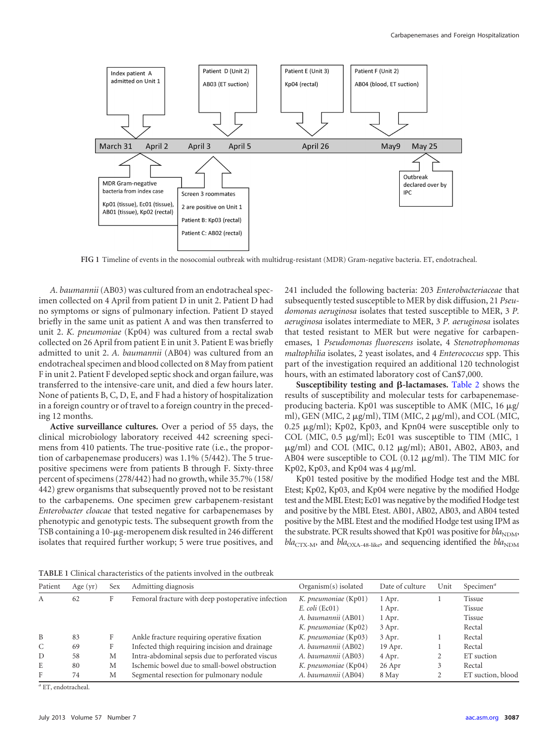FIG 1 Timeline of events in the nosocomial outbreak with multidrug-resistant (MDR) Gram-negative bacteria. ET, endotracheal.

*A. baumannii* (AB03) was cultured from an endotracheal specimen collected on 4 April from patient D in unit 2. Patient D had no symptoms or signs of pulmonary infection. Patient D stayed briefly in the same unit as patient A and was then transferred to unit 2. *K. pneumoniae* (Kp04) was cultured from a rectal swab collected on 26 April from patient E in unit 3. Patient E was briefly admitted to unit 2. *A. baumannii* (AB04) was cultured from an endotracheal specimen and blood collected on 8 May from patient F in unit 2. Patient F developed septic shock and organ failure, was transferred to the intensive-care unit, and died a few hours later. None of patients B, C, D, E, and F had a history of hospitalization in a foreign country or of travel to a foreign country in the preceding 12 months.

**Active surveillance cultures.** Over a period of 55 days, the clinical microbiology laboratory received 442 screening specimens from 410 patients. The true-positive rate (i.e., the proportion of carbapenemase producers) was 1.1% (5/442). The 5 true-positive specimens were from patients B through F. Sixty-three percent of specimens (278/442) had no growth, while 35.7% (158/442) grew organisms that subsequently proved not to be resistant to the carbapenems. One specimen grew carbapenem-resistant *Enterobacter cloacae* that tested negative for carbapenemases by phenotypic and genotypic tests. The subsequent growth from the TSB containing a 10-μg-meropenem disk resulted in 246 different isolates that required further workup; 5 were true positives, and 241 included the following bacteria: 203 *Enterobacteriaceae* that subsequently tested susceptible to MER by disk diffusion, 21 *Pseudomonas aeruginosa* isolates that tested susceptible to MER, 3 *P. aeruginosa* isolates intermediate to MER, 3 *P. aeruginosa* isolates that tested resistant to MER but were negative for carbapenemases, 1 *Pseudomonas fluorescens* isolate, 4 *Stenotrophomonas maltophilia* isolates, 2 yeast isolates, and 4 *Enterococcus* spp. This part of the investigation required an additional 120 technologist hours, with an estimated laboratory cost of Can$7,000.

**Susceptibility testing and β-lactamases.** Table 2 shows the results of susceptibility and molecular tests for carbapenemase-producing bacteria. Kp01 was susceptible to AMK (MIC, 16 μg/ml), GEN (MIC, 2 μg/ml), TIM (MIC, 2 μg/ml), and COL (MIC, 0.25 μg/ml); Kp02, Kp03, and Kpn04 were susceptible only to COL (MIC, 0.5 μg/ml); Ec01 was susceptible to TIM (MIC, 1 μg/ml) and COL (MIC, 0.12 μg/ml); AB01, AB02, AB03, and AB04 were susceptible to COL (0.12 μg/ml). The TIM MIC for Kp02, Kp03, and Kp04 was 4 μg/ml.

Kp01 tested positive by the modified Hodge test and the MBL Etest; Kp02, Kp03, and Kp04 were negative by the modified Hodge test and the MBL Etest; Ec01 was negative by the modified Hodge test and positive by the MBL Etest. AB01, AB02, AB03, and AB04 tested positive by the MBL Etest and the modified Hodge test using IPM as the substrate. PCR results showed that Kp01 was positive for $bla_{NDM}$, $bla_{CTX-M}$, and $bla_{OXA-48-like}$, and sequencing identified the $bla_{NDM}$

TABLE 1 Clinical characteristics of the patients involved in the outbreak

| Patient | Age (yr) | Sex | Admitting diagnosis | Organism(s) isolated | Date of culture | Unit | Specimen[a] |
|---|---|---|---|---|---|---|---|
| A | 62 | F | Femoral fracture with deep postoperative infection | *K. pneumoniae* (Kp01) | 1 Apr. | 1 | Tissue |
| | | | | *E. coli* (Ec01) | 1 Apr. | | Tissue |
| | | | | *A. baumannii* (AB01) | 1 Apr. | | Tissue |
| | | | | *K. pneumoniae* (Kp02) | 3 Apr. | | Rectal |
| B | 83 | F | Ankle fracture requiring operative fixation | *K. pneumoniae* (Kp03) | 3 Apr. | 1 | Rectal |
| C | 69 | F | Infected thigh requiring incision and drainage | *A. baumannii* (AB02) | 19 Apr. | 1 | Rectal |
| D | 58 | M | Intra-abdominal sepsis due to perforated viscus | *A. baumannii* (AB03) | 4 Apr. | 2 | ET suction |
| E | 80 | M | Ischemic bowel due to small-bowel obstruction | *K. pneumoniae* (Kp04) | 26 Apr | 3 | Rectal |
| F | 74 | M | Segmental resection for pulmonary nodule | *A. baumannii* (AB04) | 8 May | 2 | ET suction, blood |

[a] ET, endotracheal.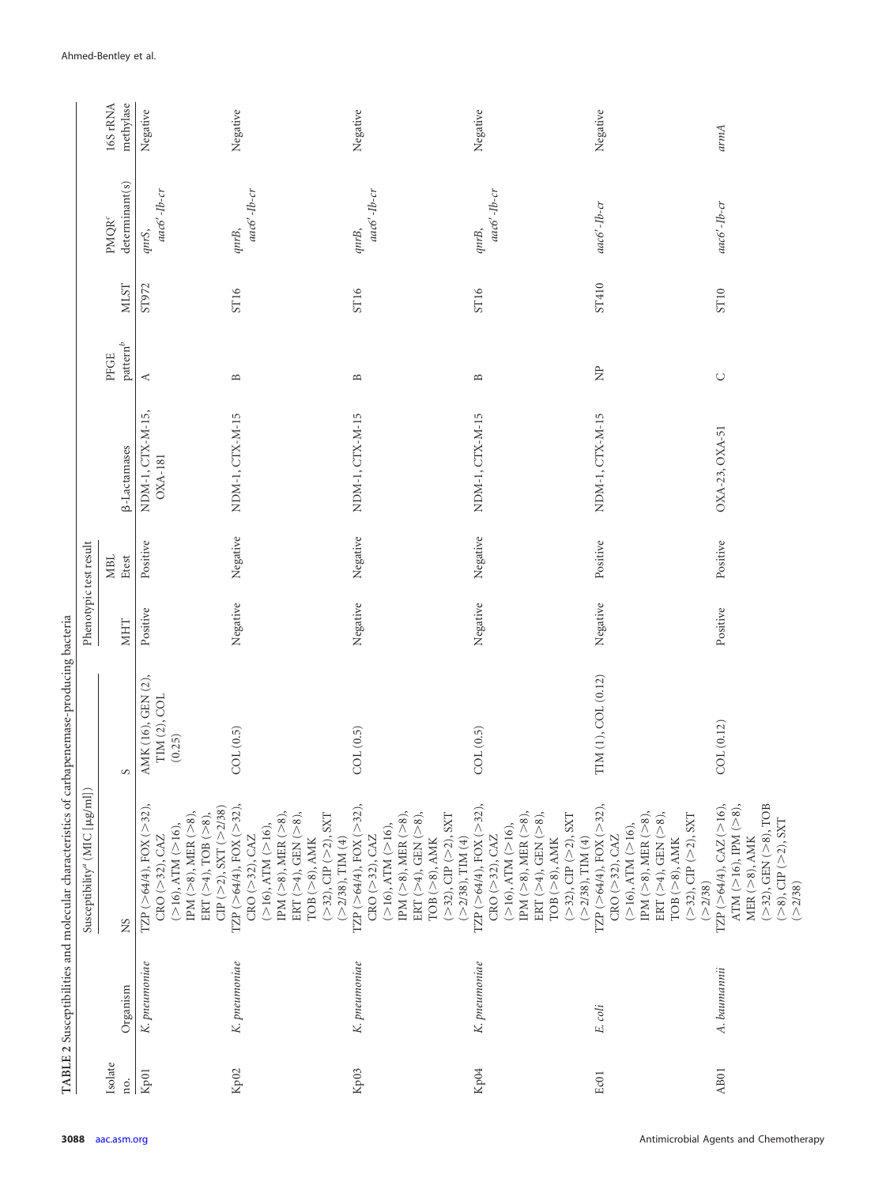TABLE 2 Susceptibilities and molecular characteristics of carbapenemase-producing bacteria

| Isolate no. | Organism | Susceptibility[a] (MIC [μg/ml]) | | Phenotypic test result | | β-Lactamases | PFGE pattern[b] | MLST | PMQR[c] determinant(s) | 16S rRNA methylase |
|---|---|---|---|---|---|---|---|---|---|---|
| | | NS | S | MHT | MBL Etest | | | | | |
| Kp01 | *K. pneumoniae* | TZP (>64/4), FOX (>32), CRO (>32), CAZ (>16), ATM (>16), IPM (>8), MER (>8), ERT (>4), TOB (>8), CIP (>2), SXT (>2/38) | AMK (16), GEN (2), TIM (2), COL (0.25) | Positive | Positive | NDM-1, CTX-M-15, OXA-181 | A | ST972 | *qnrS*, *aac6′-Ib-cr* | Negative |
| Kp02 | *K. pneumoniae* | TZP (>64/4), FOX (>32), CRO (>32), CAZ (>16), ATM (>16), IPM (>8), MER (>8), ERT (>4), GEN (>8), TOB (>8), AMK (>32), CIP (>2), SXT (>2/38), TIM (4) | COL (0.5) | Negative | Negative | NDM-1, CTX-M-15 | B | ST16 | *qnrB*, *aac6′-Ib-cr* | Negative |
| Kp03 | *K. pneumoniae* | TZP (>64/4), FOX (>32), CRO (>32), CAZ (>16), ATM (>16), IPM (>8), MER (>8), ERT (>4), GEN (>8), TOB (>8), AMK (>32), CIP (>2), SXT (>2/38), TIM (4) | COL (0.5) | Negative | Negative | NDM-1, CTX-M-15 | B | ST16 | *qnrB*, *aac6′-Ib-cr* | Negative |
| Kp04 | *K. pneumoniae* | TZP (>64/4), FOX (>32), CRO (>32), CAZ (>16), ATM (>16), IPM (>8), MER (>8), ERT (>4), GEN (>8), TOB (>8), AMK (>32), CIP (>2), SXT (>2/38), TIM (4) | COL (0.5) | Negative | Negative | NDM-1, CTX-M-15 | B | ST16 | *qnrB*, *aac6′-Ib-cr* | Negative |
| Ec01 | *E. coli* | TZP (>64/4), FOX (>32), CRO (>32), CAZ (>16), ATM (>16), IPM (>8), MER (>8), ERT (>4), GEN (>8), TOB (>8), AMK (>32), CIP (>2), SXT (>2/38) | TIM (1), COL (0.12) | Negative | Positive | NDM-1, CTX-M-15 | NP | ST410 | *aac6′-Ib-cr* | Negative |
| AB01 | *A. baumannii* | TZP (>64/4), CAZ (>16), ATM (>16), IPM (>8), MER (>8), AMK (>32), GEN (>8), TOB (>8), CIP (>2), SXT (>2/38) | COL (0.12) | Positive | Positive | OXA-23, OXA-51 | C | ST10 | *aac6′-Ib-cr* | *armA* |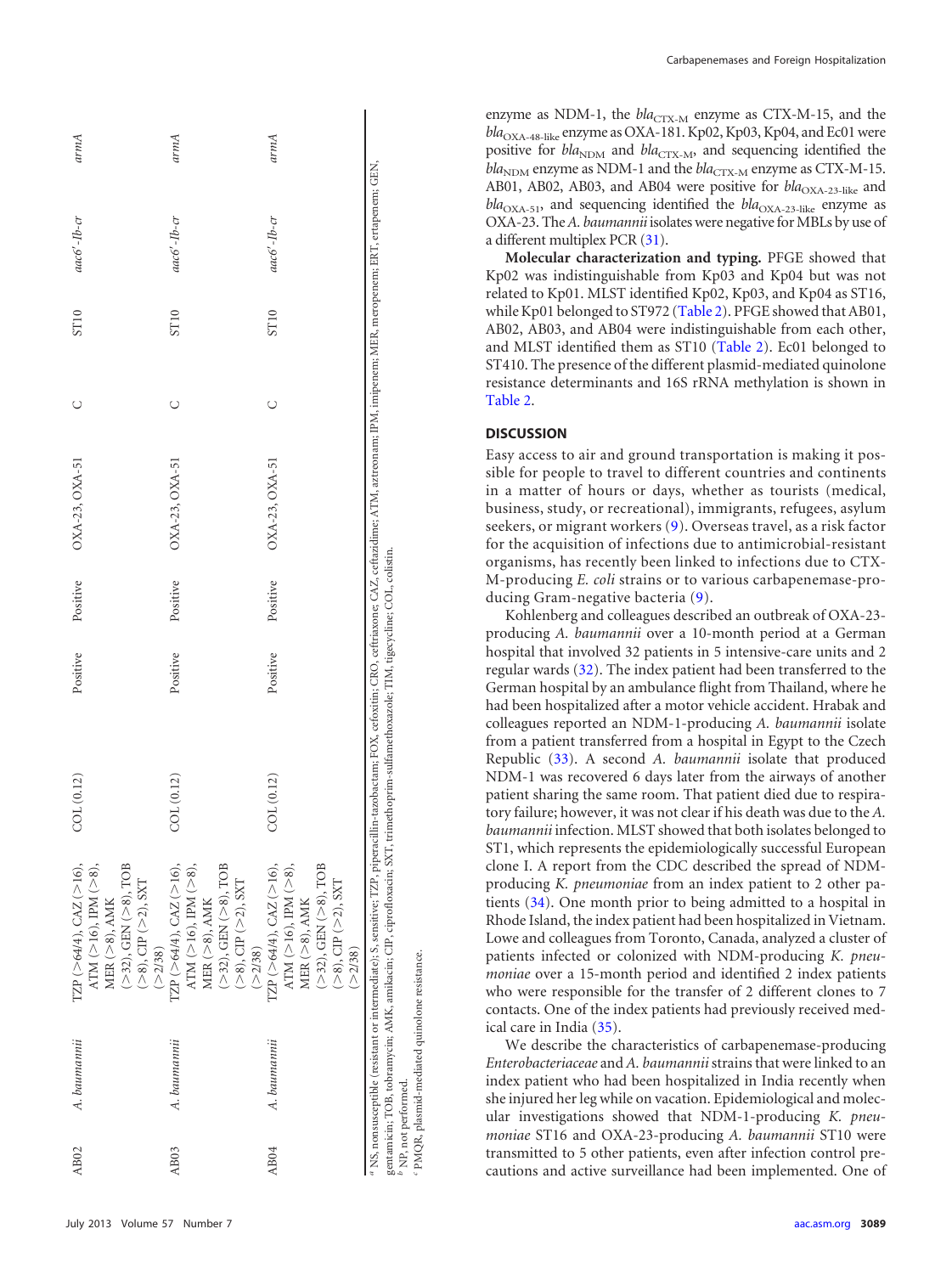| AB02 | *A. baumannii* | TZP (>64/4), CAZ (>16), ATM (>16), IPM (>8), MER (>8), AMK (>32), GEN (>8), TOB (>8), CIP (>2), SXT (>2/38) | COL (0.12) | Positive | Positive | OXA-23, OXA-51 | C | ST10 | *aac6′-Ib-cr* | *armA* |
|---|---|---|---|---|---|---|---|---|---|---|
| AB03 | *A. baumannii* | TZP (>64/4), CAZ (>16), ATM (>16), IPM (>8), MER (>8), AMK (>32), GEN (>8), TOB (>8), CIP (>2), SXT (>2/38) | COL (0.12) | Positive | Positive | OXA-23, OXA-51 | C | ST10 | *aac6′-Ib-cr* | *armA* |
| AB04 | *A. baumannii* | TZP (>64/4), CAZ (>16), ATM (>16), IPM (>8), MER (>8), AMK (>32), GEN (>8), TOB (>8), CIP (>2), SXT (>2/38) | COL (0.12) | Positive | Positive | OXA-23, OXA-51 | C | ST10 | *aac6′-Ib-cr* | *armA* |

[a] NS, nonsusceptible (resistant or intermediate); S, sensitive; TZP, piperacillin-tazobactam; FOX, cefoxitin; CRO, ceftriaxone; CAZ, ceftazidime; ATM, aztreonam; IPM, imipenem; MER, meropenem; ERT, ertapenem; GEN, gentamicin; TOB, tobramycin; AMK, amikacin; CIP, ciprofloxacin; SXT, trimethoprim-sulfamethoxazole; TIM, tigecycline; COL, colistin.
[b] NP, not performed.
[c] PMQR, plasmid-mediated quinolone resistance.

enzyme as NDM-1, the $bla_{\text{CTX-M}}$ enzyme as CTX-M-15, and the $bla_{\text{OXA-48-like}}$ enzyme as OXA-181. Kp02, Kp03, Kp04, and Ec01 were positive for $bla_{\text{NDM}}$ and $bla_{\text{CTX-M}}$, and sequencing identified the $bla_{\text{NDM}}$ enzyme as NDM-1 and the $bla_{\text{CTX-M}}$ enzyme as CTX-M-15. AB01, AB02, AB03, and AB04 were positive for $bla_{\text{OXA-23-like}}$ and $bla_{\text{OXA-51}}$, and sequencing identified the $bla_{\text{OXA-23-like}}$ enzyme as OXA-23. The *A. baumannii* isolates were negative for MBLs by use of a different multiplex PCR (31).

**Molecular characterization and typing.** PFGE showed that Kp02 was indistinguishable from Kp03 and Kp04 but was not related to Kp01. MLST identified Kp02, Kp03, and Kp04 as ST16, while Kp01 belonged to ST972 (Table 2). PFGE showed that AB01, AB02, AB03, and AB04 were indistinguishable from each other, and MLST identified them as ST10 (Table 2). Ec01 belonged to ST410. The presence of the different plasmid-mediated quinolone resistance determinants and 16S rRNA methylation is shown in Table 2.

## DISCUSSION

Easy access to air and ground transportation is making it possible for people to travel to different countries and continents in a matter of hours or days, whether as tourists (medical, business, study, or recreational), immigrants, refugees, asylum seekers, or migrant workers (9). Overseas travel, as a risk factor for the acquisition of infections due to antimicrobial-resistant organisms, has recently been linked to infections due to CTX-M-producing *E. coli* strains or to various carbapenemase-producing Gram-negative bacteria (9).

Kohlenberg and colleagues described an outbreak of OXA-23-producing *A. baumannii* over a 10-month period at a German hospital that involved 32 patients in 5 intensive-care units and 2 regular wards (32). The index patient had been transferred to the German hospital by an ambulance flight from Thailand, where he had been hospitalized after a motor vehicle accident. Hrabak and colleagues reported an NDM-1-producing *A. baumannii* isolate from a patient transferred from a hospital in Egypt to the Czech Republic (33). A second *A. baumannii* isolate that produced NDM-1 was recovered 6 days later from the airways of another patient sharing the same room. That patient died due to respiratory failure; however, it was not clear if his death was due to the *A. baumannii* infection. MLST showed that both isolates belonged to ST1, which represents the epidemiologically successful European clone I. A report from the CDC described the spread of NDM-producing *K. pneumoniae* from an index patient to 2 other patients (34). One month prior to being admitted to a hospital in Rhode Island, the index patient had been hospitalized in Vietnam. Lowe and colleagues from Toronto, Canada, analyzed a cluster of patients infected or colonized with NDM-producing *K. pneumoniae* over a 15-month period and identified 2 index patients who were responsible for the transfer of 2 different clones to 7 contacts. One of the index patients had previously received medical care in India (35).

We describe the characteristics of carbapenemase-producing *Enterobacteriaceae* and *A. baumannii* strains that were linked to an index patient who had been hospitalized in India recently when she injured her leg while on vacation. Epidemiological and molecular investigations showed that NDM-1-producing *K. pneumoniae* ST16 and OXA-23-producing *A. baumannii* ST10 were transmitted to 5 other patients, even after infection control precautions and active surveillance had been implemented. One of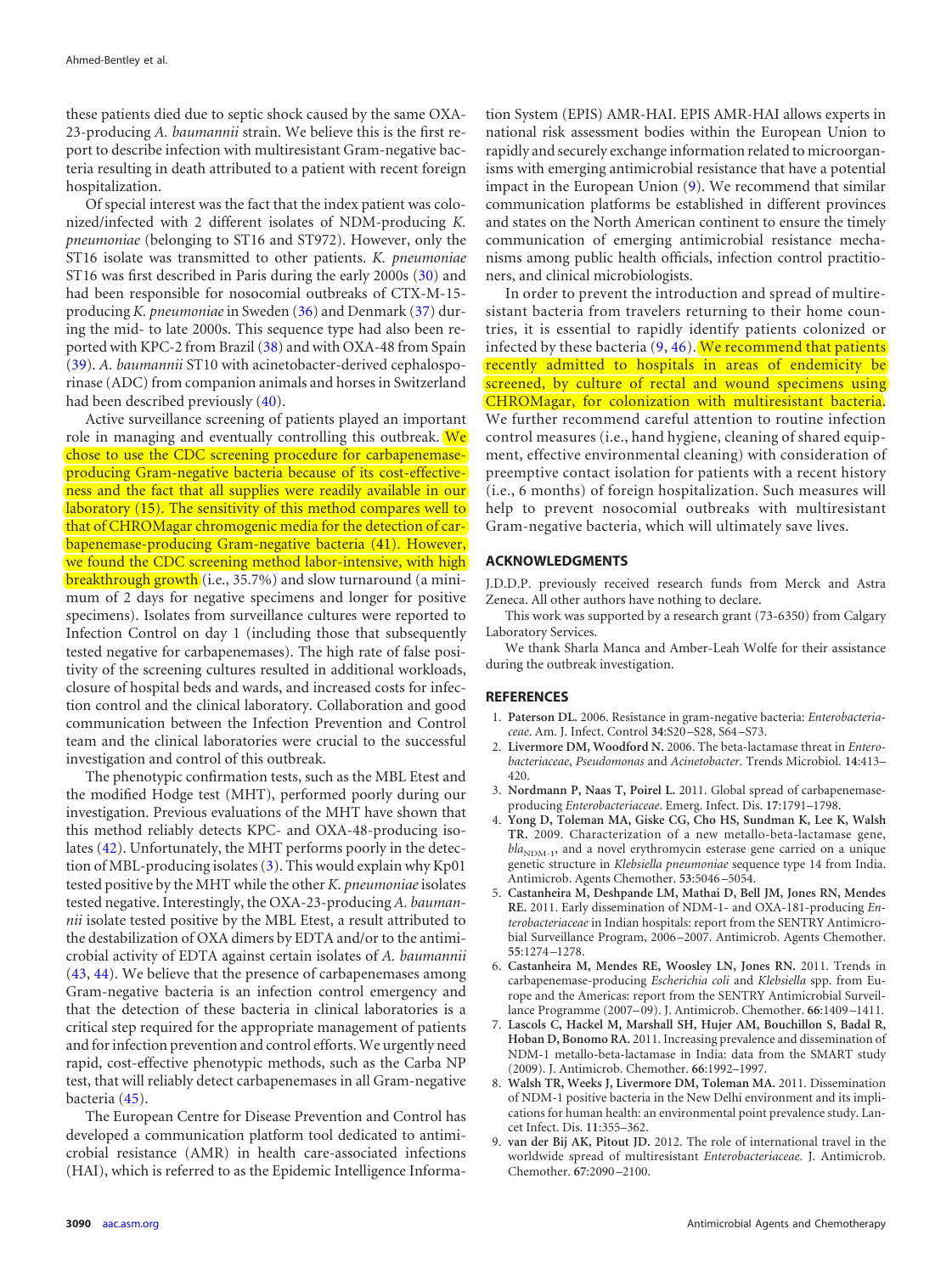these patients died due to septic shock caused by the same OXA-23-producing *A. baumannii* strain. We believe this is the first report to describe infection with multiresistant Gram-negative bacteria resulting in death attributed to a patient with recent foreign hospitalization.

Of special interest was the fact that the index patient was colonized/infected with 2 different isolates of NDM-producing *K. pneumoniae* (belonging to ST16 and ST972). However, only the ST16 isolate was transmitted to other patients. *K. pneumoniae* ST16 was first described in Paris during the early 2000s (30) and had been responsible for nosocomial outbreaks of CTX-M-15-producing *K. pneumoniae* in Sweden (36) and Denmark (37) during the mid- to late 2000s. This sequence type had also been reported with KPC-2 from Brazil (38) and with OXA-48 from Spain (39). *A. baumannii* ST10 with acinetobacter-derived cephalosporinase (ADC) from companion animals and horses in Switzerland had been described previously (40).

Active surveillance screening of patients played an important role in managing and eventually controlling this outbreak. We chose to use the CDC screening procedure for carbapenemase-producing Gram-negative bacteria because of its cost-effectiveness and the fact that all supplies were readily available in our laboratory (15). The sensitivity of this method compares well to that of CHROMagar chromogenic media for the detection of carbapenemase-producing Gram-negative bacteria (41). However, we found the CDC screening method labor-intensive, with high breakthrough growth (i.e., 35.7%) and slow turnaround (a minimum of 2 days for negative specimens and longer for positive specimens). Isolates from surveillance cultures were reported to Infection Control on day 1 (including those that subsequently tested negative for carbapenemases). The high rate of false positivity of the screening cultures resulted in additional workloads, closure of hospital beds and wards, and increased costs for infection control and the clinical laboratory. Collaboration and good communication between the Infection Prevention and Control team and the clinical laboratories were crucial to the successful investigation and control of this outbreak.

The phenotypic confirmation tests, such as the MBL Etest and the modified Hodge test (MHT), performed poorly during our investigation. Previous evaluations of the MHT have shown that this method reliably detects KPC- and OXA-48-producing isolates (42). Unfortunately, the MHT performs poorly in the detection of MBL-producing isolates (3). This would explain why Kp01 tested positive by the MHT while the other *K. pneumoniae* isolates tested negative. Interestingly, the OXA-23-producing *A. baumannii* isolate tested positive by the MBL Etest, a result attributed to the destabilization of OXA dimers by EDTA and/or to the antimicrobial activity of EDTA against certain isolates of *A. baumannii* (43, 44). We believe that the presence of carbapenemases among Gram-negative bacteria is an infection control emergency and that the detection of these bacteria in clinical laboratories is a critical step required for the appropriate management of patients and for infection prevention and control efforts. We urgently need rapid, cost-effective phenotypic methods, such as the Carba NP test, that will reliably detect carbapenemases in all Gram-negative bacteria (45).

The European Centre for Disease Prevention and Control has developed a communication platform tool dedicated to antimicrobial resistance (AMR) in health care-associated infections (HAI), which is referred to as the Epidemic Intelligence Information System (EPIS) AMR-HAI. EPIS AMR-HAI allows experts in national risk assessment bodies within the European Union to rapidly and securely exchange information related to microorganisms with emerging antimicrobial resistance that have a potential impact in the European Union (9). We recommend that similar communication platforms be established in different provinces and states on the North American continent to ensure the timely communication of emerging antimicrobial resistance mechanisms among public health officials, infection control practitioners, and clinical microbiologists.

In order to prevent the introduction and spread of multiresistant bacteria from travelers returning to their home countries, it is essential to rapidly identify patients colonized or infected by these bacteria (9, 46). We recommend that patients recently admitted to hospitals in areas of endemicity be screened, by culture of rectal and wound specimens using CHROMagar, for colonization with multiresistant bacteria. We further recommend careful attention to routine infection control measures (i.e., hand hygiene, cleaning of shared equipment, effective environmental cleaning) with consideration of preemptive contact isolation for patients with a recent history (i.e., 6 months) of foreign hospitalization. Such measures will help to prevent nosocomial outbreaks with multiresistant Gram-negative bacteria, which will ultimately save lives.

## ACKNOWLEDGMENTS

J.D.D.P. previously received research funds from Merck and Astra Zeneca. All other authors have nothing to declare.

This work was supported by a research grant (73-6350) from Calgary Laboratory Services.

We thank Sharla Manca and Amber-Leah Wolfe for their assistance during the outbreak investigation.

## REFERENCES

1. **Paterson DL.** 2006. Resistance in gram-negative bacteria: *Enterobacteriaceae*. Am. J. Infect. Control **34**:S20–S28, S64–S73.
2. **Livermore DM, Woodford N.** 2006. The beta-lactamase threat in *Enterobacteriaceae*, *Pseudomonas* and *Acinetobacter*. Trends Microbiol. **14**:413–420.
3. **Nordmann P, Naas T, Poirel L.** 2011. Global spread of carbapenemase-producing *Enterobacteriaceae*. Emerg. Infect. Dis. **17**:1791–1798.
4. **Yong D, Toleman MA, Giske CG, Cho HS, Sundman K, Lee K, Walsh TR.** 2009. Characterization of a new metallo-beta-lactamase gene, $bla_{NDM-1}$, and a novel erythromycin esterase gene carried on a unique genetic structure in *Klebsiella pneumoniae* sequence type 14 from India. Antimicrob. Agents Chemother. **53**:5046–5054.
5. **Castanheira M, Deshpande LM, Mathai D, Bell JM, Jones RN, Mendes RE.** 2011. Early dissemination of NDM-1- and OXA-181-producing *Enterobacteriaceae* in Indian hospitals: report from the SENTRY Antimicrobial Surveillance Program, 2006–2007. Antimicrob. Agents Chemother. **55**:1274–1278.
6. **Castanheira M, Mendes RE, Woosley LN, Jones RN.** 2011. Trends in carbapenemase-producing *Escherichia coli* and *Klebsiella* spp. from Europe and the Americas: report from the SENTRY Antimicrobial Surveillance Programme (2007–09). J. Antimicrob. Chemother. **66**:1409–1411.
7. **Lascols C, Hackel M, Marshall SH, Hujer AM, Bouchillon S, Badal R, Hoban D, Bonomo RA.** 2011. Increasing prevalence and dissemination of NDM-1 metallo-beta-lactamase in India: data from the SMART study (2009). J. Antimicrob. Chemother. **66**:1992–1997.
8. **Walsh TR, Weeks J, Livermore DM, Toleman MA.** 2011. Dissemination of NDM-1 positive bacteria in the New Delhi environment and its implications for human health: an environmental point prevalence study. Lancet Infect. Dis. **11**:355–362.
9. **van der Bij AK, Pitout JD.** 2012. The role of international travel in the worldwide spread of multiresistant *Enterobacteriaceae*. J. Antimicrob. Chemother. **67**:2090–2100.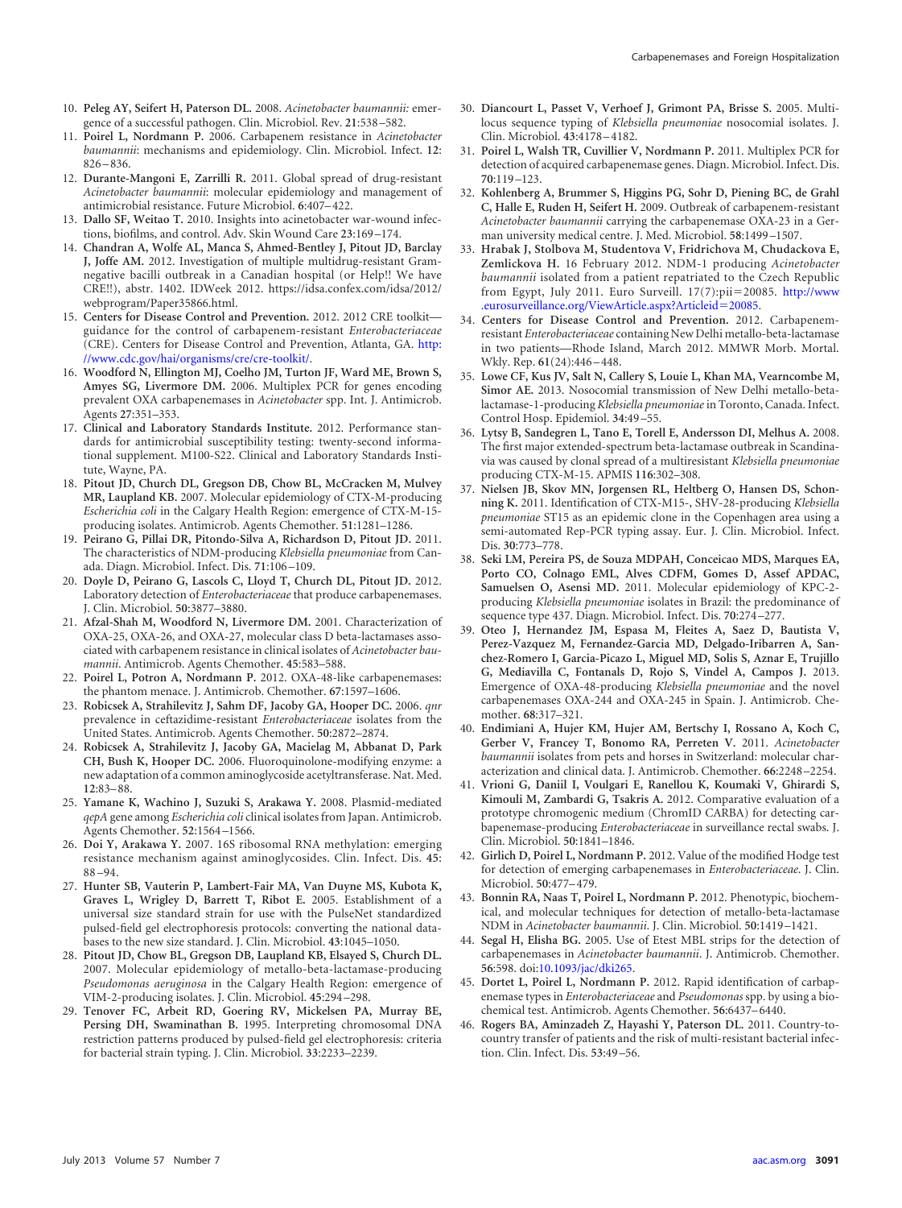10. **Peleg AY, Seifert H, Paterson DL.** 2008. *Acinetobacter baumannii:* emergence of a successful pathogen. Clin. Microbiol. Rev. **21**:538–582.
11. **Poirel L, Nordmann P.** 2006. Carbapenem resistance in *Acinetobacter baumannii*: mechanisms and epidemiology. Clin. Microbiol. Infect. **12**: 826–836.
12. **Durante-Mangoni E, Zarrilli R.** 2011. Global spread of drug-resistant *Acinetobacter baumannii*: molecular epidemiology and management of antimicrobial resistance. Future Microbiol. **6**:407–422.
13. **Dallo SF, Weitao T.** 2010. Insights into acinetobacter war-wound infections, biofilms, and control. Adv. Skin Wound Care **23**:169–174.
14. **Chandran A, Wolfe AL, Manca S, Ahmed-Bentley J, Pitout JD, Barclay J, Joffe AM.** 2012. Investigation of multiple multidrug-resistant Gram-negative bacilli outbreak in a Canadian hospital (or Help!! We have CRE!!), abstr. 1402. IDWeek 2012. https://idsa.confex.com/idsa/2012/webprogram/Paper35866.html.
15. **Centers for Disease Control and Prevention.** 2012. 2012 CRE toolkit—guidance for the control of carbapenem-resistant *Enterobacteriaceae* (CRE). Centers for Disease Control and Prevention, Atlanta, GA. http://www.cdc.gov/hai/organisms/cre/cre-toolkit/.
16. **Woodford N, Ellington MJ, Coelho JM, Turton JF, Ward ME, Brown S, Amyes SG, Livermore DM.** 2006. Multiplex PCR for genes encoding prevalent OXA carbapenemases in *Acinetobacter* spp. Int. J. Antimicrob. Agents **27**:351–353.
17. **Clinical and Laboratory Standards Institute.** 2012. Performance standards for antimicrobial susceptibility testing: twenty-second informational supplement. M100-S22. Clinical and Laboratory Standards Institute, Wayne, PA.
18. **Pitout JD, Church DL, Gregson DB, Chow BL, McCracken M, Mulvey MR, Laupland KB.** 2007. Molecular epidemiology of CTX-M-producing *Escherichia coli* in the Calgary Health Region: emergence of CTX-M-15-producing isolates. Antimicrob. Agents Chemother. **51**:1281–1286.
19. **Peirano G, Pillai DR, Pitondo-Silva A, Richardson D, Pitout JD.** 2011. The characteristics of NDM-producing *Klebsiella pneumoniae* from Canada. Diagn. Microbiol. Infect. Dis. **71**:106–109.
20. **Doyle D, Peirano G, Lascols C, Lloyd T, Church DL, Pitout JD.** 2012. Laboratory detection of *Enterobacteriaceae* that produce carbapenemases. J. Clin. Microbiol. **50**:3877–3880.
21. **Afzal-Shah M, Woodford N, Livermore DM.** 2001. Characterization of OXA-25, OXA-26, and OXA-27, molecular class D beta-lactamases associated with carbapenem resistance in clinical isolates of *Acinetobacter baumannii*. Antimicrob. Agents Chemother. **45**:583–588.
22. **Poirel L, Potron A, Nordmann P.** 2012. OXA-48-like carbapenemases: the phantom menace. J. Antimicrob. Chemother. **67**:1597–1606.
23. **Robicsek A, Strahilevitz J, Sahm DF, Jacoby GA, Hooper DC.** 2006. *qnr* prevalence in ceftazidime-resistant *Enterobacteriaceae* isolates from the United States. Antimicrob. Agents Chemother. **50**:2872–2874.
24. **Robicsek A, Strahilevitz J, Jacoby GA, Macielag M, Abbanat D, Park CH, Bush K, Hooper DC.** 2006. Fluoroquinolone-modifying enzyme: a new adaptation of a common aminoglycoside acetyltransferase. Nat. Med. **12**:83–88.
25. **Yamane K, Wachino J, Suzuki S, Arakawa Y.** 2008. Plasmid-mediated *qepA* gene among *Escherichia coli* clinical isolates from Japan. Antimicrob. Agents Chemother. **52**:1564–1566.
26. **Doi Y, Arakawa Y.** 2007. 16S ribosomal RNA methylation: emerging resistance mechanism against aminoglycosides. Clin. Infect. Dis. **45**: 88–94.
27. **Hunter SB, Vauterin P, Lambert-Fair MA, Van Duyne MS, Kubota K, Graves L, Wrigley D, Barrett T, Ribot E.** 2005. Establishment of a universal size standard strain for use with the PulseNet standardized pulsed-field gel electrophoresis protocols: converting the national databases to the new size standard. J. Clin. Microbiol. **43**:1045–1050.
28. **Pitout JD, Chow BL, Gregson DB, Laupland KB, Elsayed S, Church DL.** 2007. Molecular epidemiology of metallo-beta-lactamase-producing *Pseudomonas aeruginosa* in the Calgary Health Region: emergence of VIM-2-producing isolates. J. Clin. Microbiol. **45**:294–298.
29. **Tenover FC, Arbeit RD, Goering RV, Mickelsen PA, Murray BE, Persing DH, Swaminathan B.** 1995. Interpreting chromosomal DNA restriction patterns produced by pulsed-field gel electrophoresis: criteria for bacterial strain typing. J. Clin. Microbiol. **33**:2233–2239.
30. **Diancourt L, Passet V, Verhoef J, Grimont PA, Brisse S.** 2005. Multilocus sequence typing of *Klebsiella pneumoniae* nosocomial isolates. J. Clin. Microbiol. **43**:4178–4182.
31. **Poirel L, Walsh TR, Cuvillier V, Nordmann P.** 2011. Multiplex PCR for detection of acquired carbapenemase genes. Diagn. Microbiol. Infect. Dis. **70**:119–123.
32. **Kohlenberg A, Brummer S, Higgins PG, Sohr D, Piening BC, de Grahl C, Halle E, Ruden H, Seifert H.** 2009. Outbreak of carbapenem-resistant *Acinetobacter baumannii* carrying the carbapenemase OXA-23 in a German university medical centre. J. Med. Microbiol. **58**:1499–1507.
33. **Hrabak J, Stolbova M, Studentova V, Fridrichova M, Chudackova E, Zemlickova H.** 16 February 2012. NDM-1 producing *Acinetobacter baumannii* isolated from a patient repatriated to the Czech Republic from Egypt, July 2011. Euro Surveill. 17(7):pii=20085. http://www.eurosurveillance.org/ViewArticle.aspx?Articleid=20085.
34. **Centers for Disease Control and Prevention.** 2012. Carbapenem-resistant *Enterobacteriaceae* containing New Delhi metallo-beta-lactamase in two patients—Rhode Island, March 2012. MMWR Morb. Mortal. Wkly. Rep. **61**(24):446–448.
35. **Lowe CF, Kus JV, Salt N, Callery S, Louie L, Khan MA, Vearncombe M, Simor AE.** 2013. Nosocomial transmission of New Delhi metallo-beta-lactamase-1-producing *Klebsiella pneumoniae* in Toronto, Canada. Infect. Control Hosp. Epidemiol. **34**:49–55.
36. **Lytsy B, Sandegren L, Tano E, Torell E, Andersson DI, Melhus A.** 2008. The first major extended-spectrum beta-lactamase outbreak in Scandinavia was caused by clonal spread of a multiresistant *Klebsiella pneumoniae* producing CTX-M-15. APMIS **116**:302–308.
37. **Nielsen JB, Skov MN, Jorgensen RL, Heltberg O, Hansen DS, Schonning K.** 2011. Identification of CTX-M15-, SHV-28-producing *Klebsiella pneumoniae* ST15 as an epidemic clone in the Copenhagen area using a semi-automated Rep-PCR typing assay. Eur. J. Clin. Microbiol. Infect. Dis. **30**:773–778.
38. **Seki LM, Pereira PS, de Souza MDPAH, Conceicao MDS, Marques EA, Porto CO, Colnago EML, Alves CDFM, Gomes D, Assef APDAC, Samuelsen O, Asensi MD.** 2011. Molecular epidemiology of KPC-2-producing *Klebsiella pneumoniae* isolates in Brazil: the predominance of sequence type 437. Diagn. Microbiol. Infect. Dis. **70**:274–277.
39. **Oteo J, Hernandez JM, Espasa M, Fleites A, Saez D, Bautista V, Perez-Vazquez M, Fernandez-Garcia MD, Delgado-Iribarren A, Sanchez-Romero I, Garcia-Picazo L, Miguel MD, Solis S, Aznar E, Trujillo G, Mediavilla C, Fontanals D, Rojo S, Vindel A, Campos J.** 2013. Emergence of OXA-48-producing *Klebsiella pneumoniae* and the novel carbapenemases OXA-244 and OXA-245 in Spain. J. Antimicrob. Chemother. **68**:317–321.
40. **Endimiani A, Hujer KM, Hujer AM, Bertschy I, Rossano A, Koch C, Gerber V, Francey T, Bonomo RA, Perreten V.** 2011. *Acinetobacter baumannii* isolates from pets and horses in Switzerland: molecular characterization and clinical data. J. Antimicrob. Chemother. **66**:2248–2254.
41. **Vrioni G, Daniil I, Voulgari E, Ranellou K, Koumaki V, Ghirardi S, Kimouli M, Zambardi G, Tsakris A.** 2012. Comparative evaluation of a prototype chromogenic medium (ChromID CARBA) for detecting carbapenemase-producing *Enterobacteriaceae* in surveillance rectal swabs. J. Clin. Microbiol. **50**:1841–1846.
42. **Girlich D, Poirel L, Nordmann P.** 2012. Value of the modified Hodge test for detection of emerging carbapenemases in *Enterobacteriaceae*. J. Clin. Microbiol. **50**:477–479.
43. **Bonnin RA, Naas T, Poirel L, Nordmann P.** 2012. Phenotypic, biochemical, and molecular techniques for detection of metallo-beta-lactamase NDM in *Acinetobacter baumannii*. J. Clin. Microbiol. **50**:1419–1421.
44. **Segal H, Elisha BG.** 2005. Use of Etest MBL strips for the detection of carbapenemases in *Acinetobacter baumannii*. J. Antimicrob. Chemother. **56**:598. doi:10.1093/jac/dki265.
45. **Dortet L, Poirel L, Nordmann P.** 2012. Rapid identification of carbapenemase types in *Enterobacteriaceae* and *Pseudomonas* spp. by using a biochemical test. Antimicrob. Agents Chemother. **56**:6437–6440.
46. **Rogers BA, Aminzadeh Z, Hayashi Y, Paterson DL.** 2011. Country-to-country transfer of patients and the risk of multi-resistant bacterial infection. Clin. Infect. Dis. **53**:49–56.